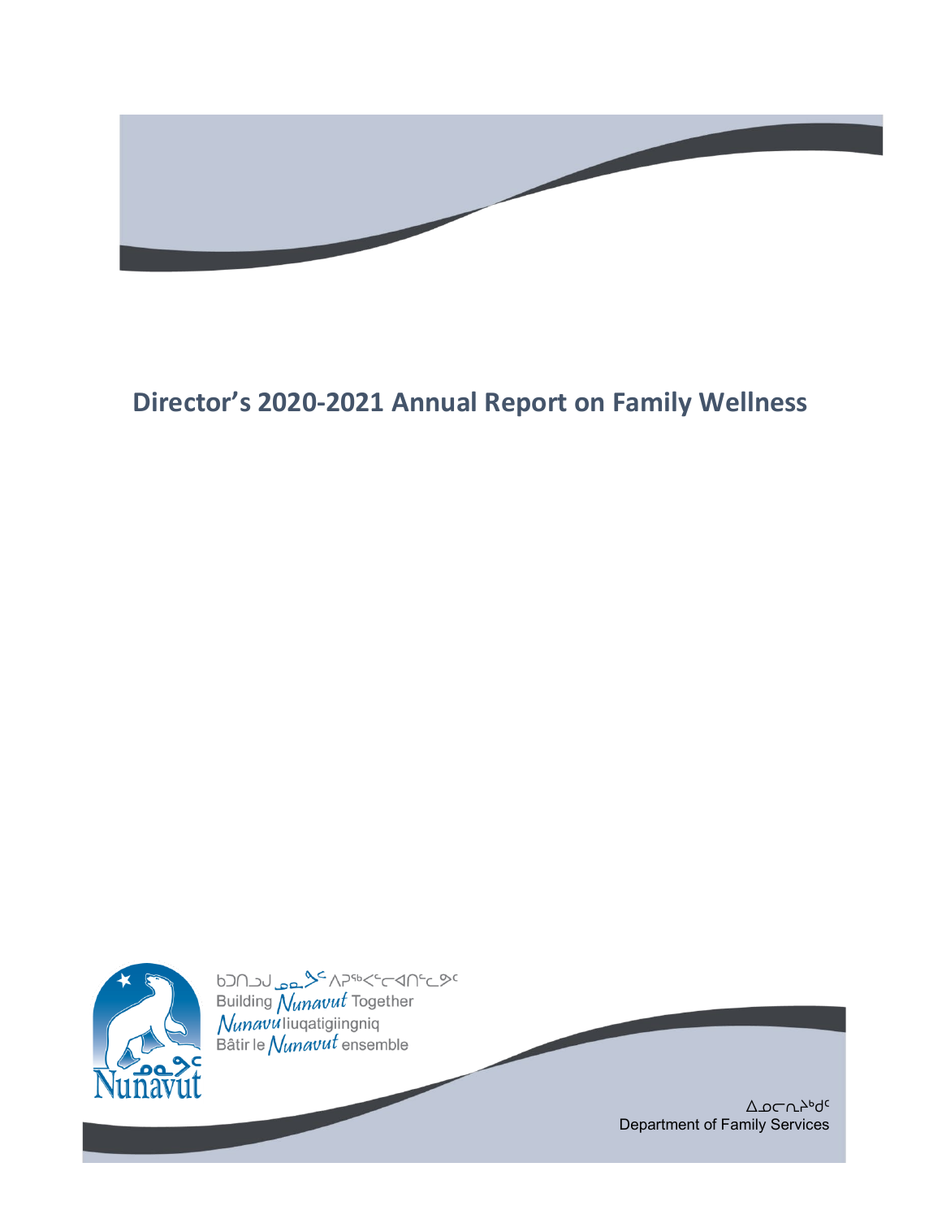# Director's 2020-2021 Annual Report on Family Wellness

ᑲᑐᑎᓗᒍ ᓄᓇᕗᑦ ᐱᕈᖅᐸᓪᓕᐊᑎᓪᓗᒍ
Building *Nunavut* Together
*Nunavu*liuqatigiingniq
Bâtir le *Nunavut* ensemble

ᐃᓄᓕᕆᓂᕐᒧᑦ
Department of Family Services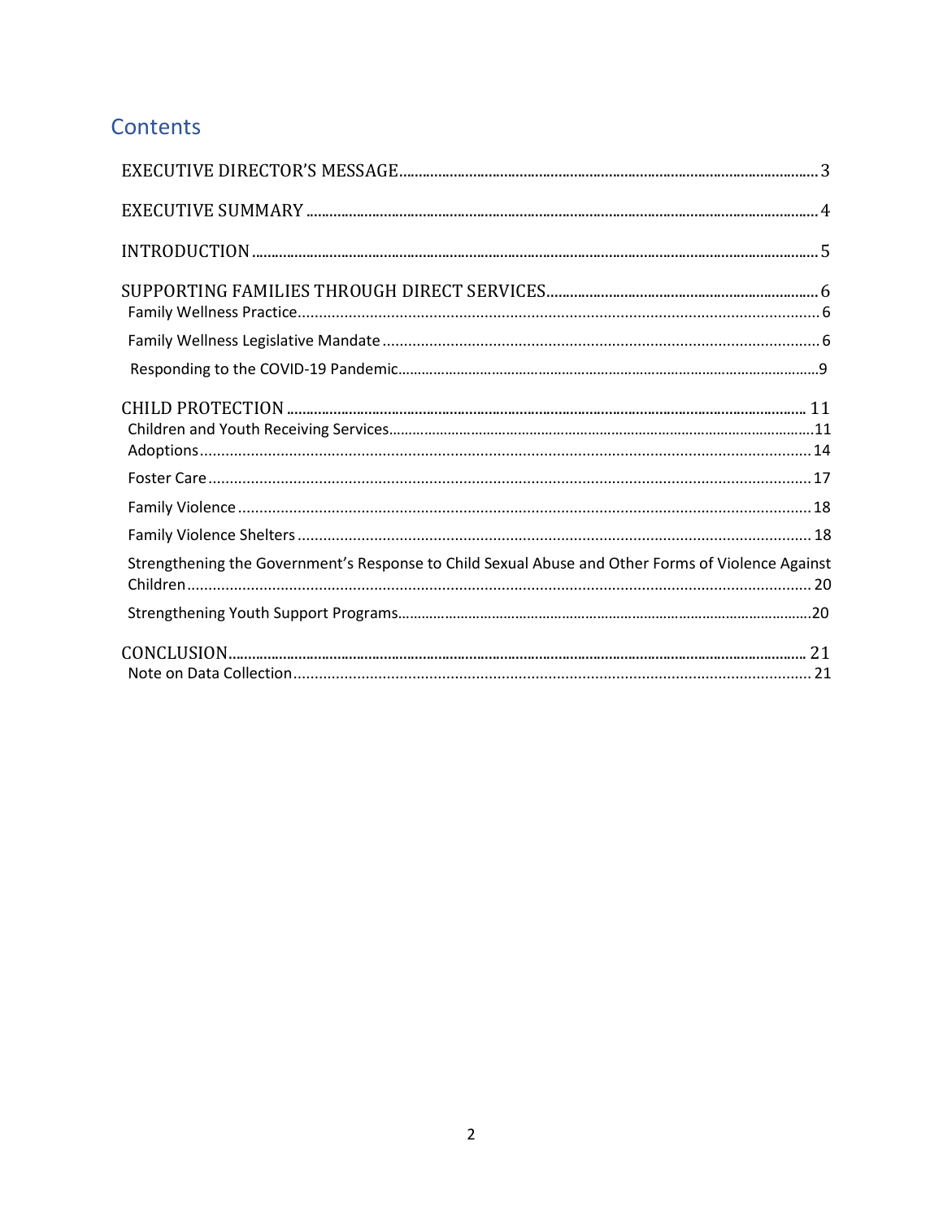## Contents

EXECUTIVE DIRECTOR'S MESSAGE ..... 3

EXECUTIVE SUMMARY ..... 4

INTRODUCTION ..... 5

SUPPORTING FAMILIES THROUGH DIRECT SERVICES ..... 6
- Family Wellness Practice ..... 6
- Family Wellness Legislative Mandate ..... 6
- Responding to the COVID-19 Pandemic ..... 9

CHILD PROTECTION ..... 11
- Children and Youth Receiving Services ..... 11
- Adoptions ..... 14
- Foster Care ..... 17
- Family Violence ..... 18
- Family Violence Shelters ..... 18
- Strengthening the Government's Response to Child Sexual Abuse and Other Forms of Violence Against Children ..... 20
- Strengthening Youth Support Programs ..... 20

CONCLUSION ..... 21
- Note on Data Collection ..... 21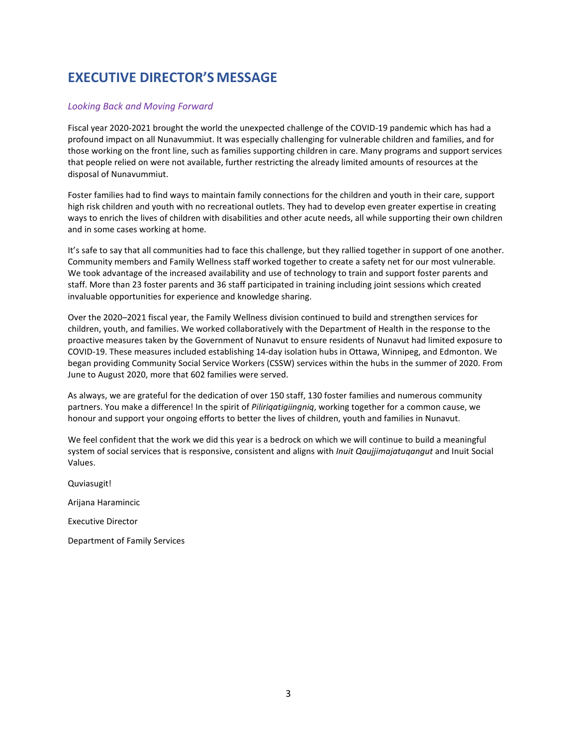# EXECUTIVE DIRECTOR'S MESSAGE

*Looking Back and Moving Forward*

Fiscal year 2020-2021 brought the world the unexpected challenge of the COVID-19 pandemic which has had a profound impact on all Nunavummiut. It was especially challenging for vulnerable children and families, and for those working on the front line, such as families supporting children in care. Many programs and support services that people relied on were not available, further restricting the already limited amounts of resources at the disposal of Nunavummiut.

Foster families had to find ways to maintain family connections for the children and youth in their care, support high risk children and youth with no recreational outlets. They had to develop even greater expertise in creating ways to enrich the lives of children with disabilities and other acute needs, all while supporting their own children and in some cases working at home.

It's safe to say that all communities had to face this challenge, but they rallied together in support of one another. Community members and Family Wellness staff worked together to create a safety net for our most vulnerable. We took advantage of the increased availability and use of technology to train and support foster parents and staff. More than 23 foster parents and 36 staff participated in training including joint sessions which created invaluable opportunities for experience and knowledge sharing.

Over the 2020–2021 fiscal year, the Family Wellness division continued to build and strengthen services for children, youth, and families. We worked collaboratively with the Department of Health in the response to the proactive measures taken by the Government of Nunavut to ensure residents of Nunavut had limited exposure to COVID-19. These measures included establishing 14-day isolation hubs in Ottawa, Winnipeg, and Edmonton. We began providing Community Social Service Workers (CSSW) services within the hubs in the summer of 2020. From June to August 2020, more that 602 families were served.

As always, we are grateful for the dedication of over 150 staff, 130 foster families and numerous community partners. You make a difference! In the spirit of *Piliriqatigiingniq*, working together for a common cause, we honour and support your ongoing efforts to better the lives of children, youth and families in Nunavut.

We feel confident that the work we did this year is a bedrock on which we will continue to build a meaningful system of social services that is responsive, consistent and aligns with *Inuit Qaujjimajatuqangut* and Inuit Social Values.

Quviasugit!

Arijana Haramincic

Executive Director

Department of Family Services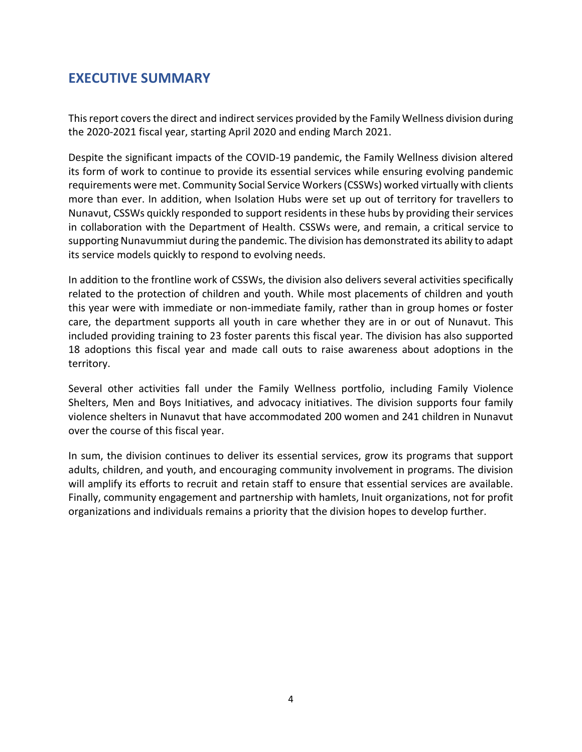# EXECUTIVE SUMMARY

This report covers the direct and indirect services provided by the Family Wellness division during the 2020-2021 fiscal year, starting April 2020 and ending March 2021.

Despite the significant impacts of the COVID-19 pandemic, the Family Wellness division altered its form of work to continue to provide its essential services while ensuring evolving pandemic requirements were met. Community Social Service Workers (CSSWs) worked virtually with clients more than ever. In addition, when Isolation Hubs were set up out of territory for travellers to Nunavut, CSSWs quickly responded to support residents in these hubs by providing their services in collaboration with the Department of Health. CSSWs were, and remain, a critical service to supporting Nunavummiut during the pandemic. The division has demonstrated its ability to adapt its service models quickly to respond to evolving needs.

In addition to the frontline work of CSSWs, the division also delivers several activities specifically related to the protection of children and youth. While most placements of children and youth this year were with immediate or non-immediate family, rather than in group homes or foster care, the department supports all youth in care whether they are in or out of Nunavut. This included providing training to 23 foster parents this fiscal year. The division has also supported 18 adoptions this fiscal year and made call outs to raise awareness about adoptions in the territory.

Several other activities fall under the Family Wellness portfolio, including Family Violence Shelters, Men and Boys Initiatives, and advocacy initiatives. The division supports four family violence shelters in Nunavut that have accommodated 200 women and 241 children in Nunavut over the course of this fiscal year.

In sum, the division continues to deliver its essential services, grow its programs that support adults, children, and youth, and encouraging community involvement in programs. The division will amplify its efforts to recruit and retain staff to ensure that essential services are available. Finally, community engagement and partnership with hamlets, Inuit organizations, not for profit organizations and individuals remains a priority that the division hopes to develop further.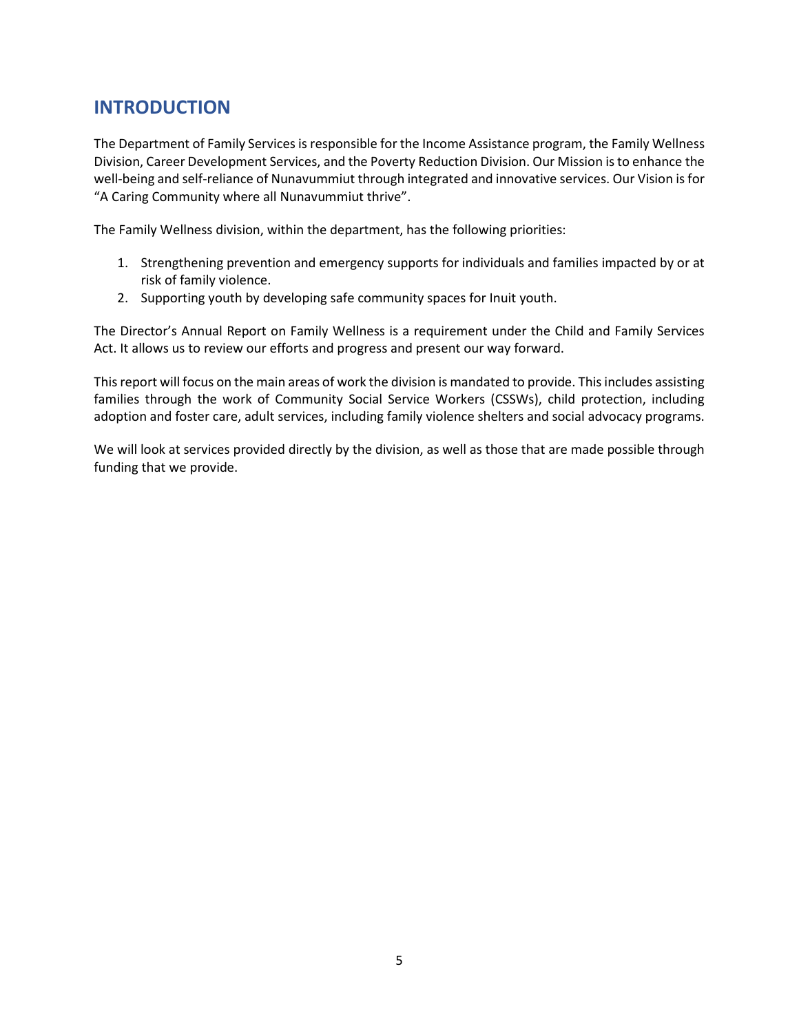# INTRODUCTION

The Department of Family Services is responsible for the Income Assistance program, the Family Wellness Division, Career Development Services, and the Poverty Reduction Division. Our Mission is to enhance the well-being and self-reliance of Nunavummiut through integrated and innovative services. Our Vision is for "A Caring Community where all Nunavummiut thrive".

The Family Wellness division, within the department, has the following priorities:

1. Strengthening prevention and emergency supports for individuals and families impacted by or at risk of family violence.
2. Supporting youth by developing safe community spaces for Inuit youth.

The Director's Annual Report on Family Wellness is a requirement under the Child and Family Services Act. It allows us to review our efforts and progress and present our way forward.

This report will focus on the main areas of work the division is mandated to provide. This includes assisting families through the work of Community Social Service Workers (CSSWs), child protection, including adoption and foster care, adult services, including family violence shelters and social advocacy programs.

We will look at services provided directly by the division, as well as those that are made possible through funding that we provide.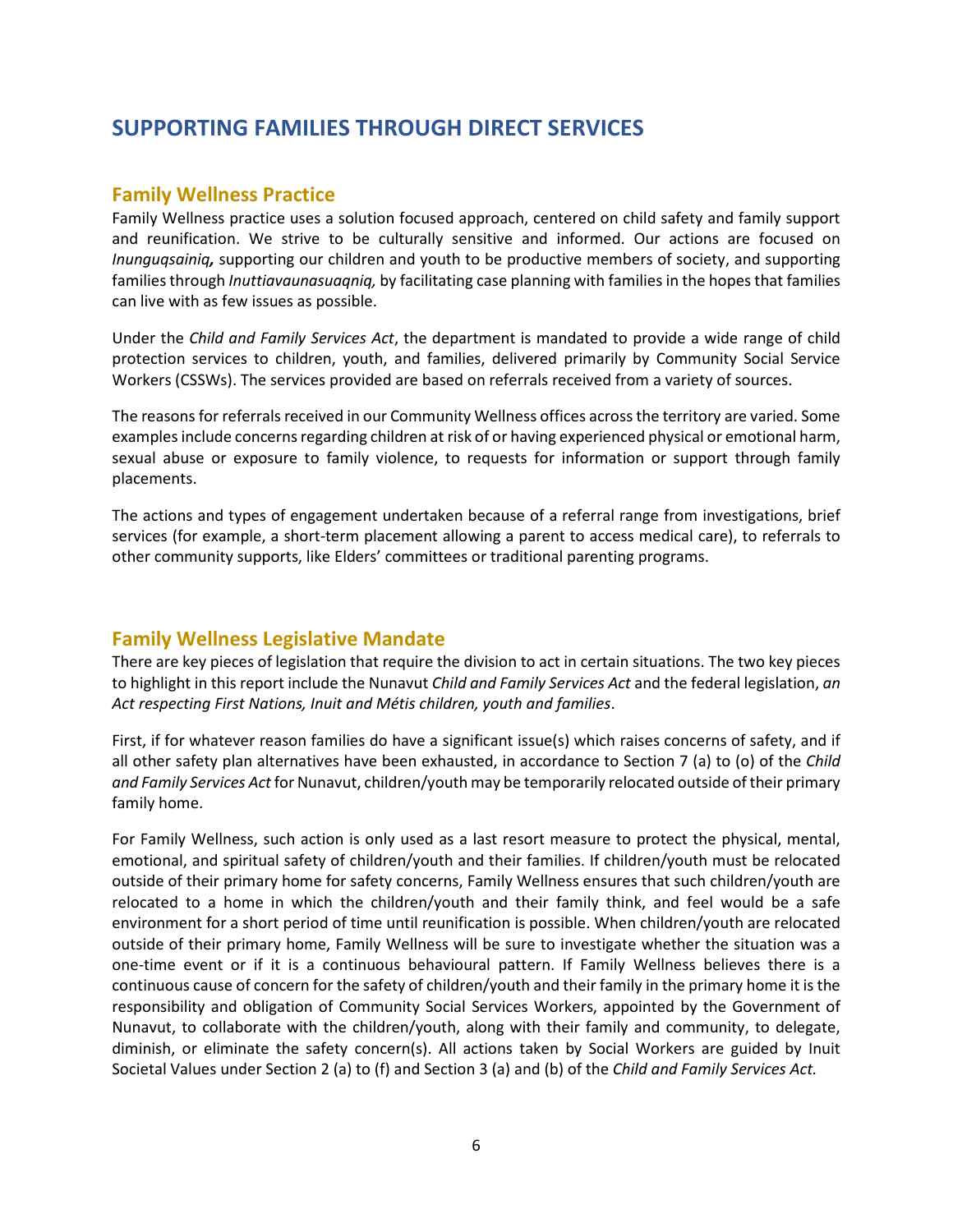# SUPPORTING FAMILIES THROUGH DIRECT SERVICES

## Family Wellness Practice

Family Wellness practice uses a solution focused approach, centered on child safety and family support and reunification. We strive to be culturally sensitive and informed. Our actions are focused on *Inunguqsainiq,* supporting our children and youth to be productive members of society, and supporting families through *Inuttiavaunasuaqniq,* by facilitating case planning with families in the hopes that families can live with as few issues as possible.

Under the *Child and Family Services Act*, the department is mandated to provide a wide range of child protection services to children, youth, and families, delivered primarily by Community Social Service Workers (CSSWs). The services provided are based on referrals received from a variety of sources.

The reasons for referrals received in our Community Wellness offices across the territory are varied. Some examples include concerns regarding children at risk of or having experienced physical or emotional harm, sexual abuse or exposure to family violence, to requests for information or support through family placements.

The actions and types of engagement undertaken because of a referral range from investigations, brief services (for example, a short-term placement allowing a parent to access medical care), to referrals to other community supports, like Elders' committees or traditional parenting programs.

## Family Wellness Legislative Mandate

There are key pieces of legislation that require the division to act in certain situations. The two key pieces to highlight in this report include the Nunavut *Child and Family Services Act* and the federal legislation, *an Act respecting First Nations, Inuit and Métis children, youth and families*.

First, if for whatever reason families do have a significant issue(s) which raises concerns of safety, and if all other safety plan alternatives have been exhausted, in accordance to Section 7 (a) to (o) of the *Child and Family Services Act* for Nunavut, children/youth may be temporarily relocated outside of their primary family home.

For Family Wellness, such action is only used as a last resort measure to protect the physical, mental, emotional, and spiritual safety of children/youth and their families. If children/youth must be relocated outside of their primary home for safety concerns, Family Wellness ensures that such children/youth are relocated to a home in which the children/youth and their family think, and feel would be a safe environment for a short period of time until reunification is possible. When children/youth are relocated outside of their primary home, Family Wellness will be sure to investigate whether the situation was a one-time event or if it is a continuous behavioural pattern. If Family Wellness believes there is a continuous cause of concern for the safety of children/youth and their family in the primary home it is the responsibility and obligation of Community Social Services Workers, appointed by the Government of Nunavut, to collaborate with the children/youth, along with their family and community, to delegate, diminish, or eliminate the safety concern(s). All actions taken by Social Workers are guided by Inuit Societal Values under Section 2 (a) to (f) and Section 3 (a) and (b) of the *Child and Family Services Act.*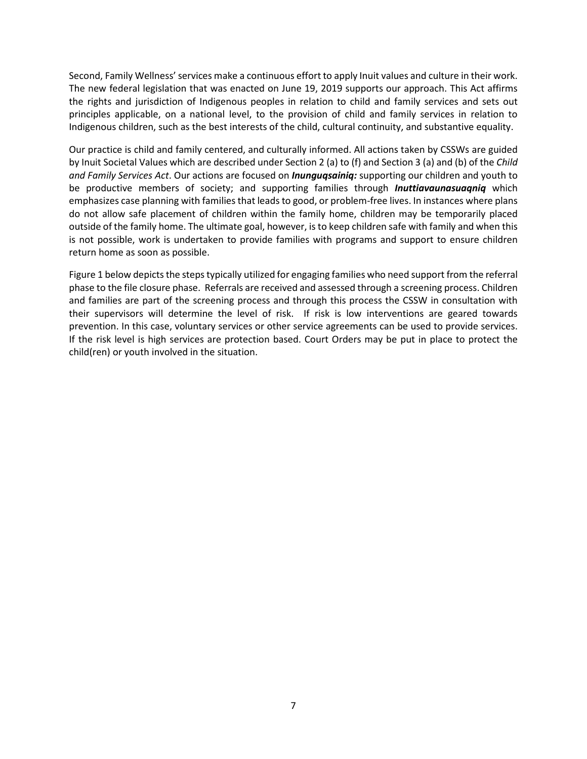Second, Family Wellness' services make a continuous effort to apply Inuit values and culture in their work. The new federal legislation that was enacted on June 19, 2019 supports our approach. This Act affirms the rights and jurisdiction of Indigenous peoples in relation to child and family services and sets out principles applicable, on a national level, to the provision of child and family services in relation to Indigenous children, such as the best interests of the child, cultural continuity, and substantive equality.

Our practice is child and family centered, and culturally informed. All actions taken by CSSWs are guided by Inuit Societal Values which are described under Section 2 (a) to (f) and Section 3 (a) and (b) of the *Child and Family Services Act*. Our actions are focused on ***Inunguqsainiq:*** supporting our children and youth to be productive members of society; and supporting families through ***Inuttiavaunasuaqniq*** which emphasizes case planning with families that leads to good, or problem-free lives. In instances where plans do not allow safe placement of children within the family home, children may be temporarily placed outside of the family home. The ultimate goal, however, is to keep children safe with family and when this is not possible, work is undertaken to provide families with programs and support to ensure children return home as soon as possible.

Figure 1 below depicts the steps typically utilized for engaging families who need support from the referral phase to the file closure phase. Referrals are received and assessed through a screening process. Children and families are part of the screening process and through this process the CSSW in consultation with their supervisors will determine the level of risk. If risk is low interventions are geared towards prevention. In this case, voluntary services or other service agreements can be used to provide services. If the risk level is high services are protection based. Court Orders may be put in place to protect the child(ren) or youth involved in the situation.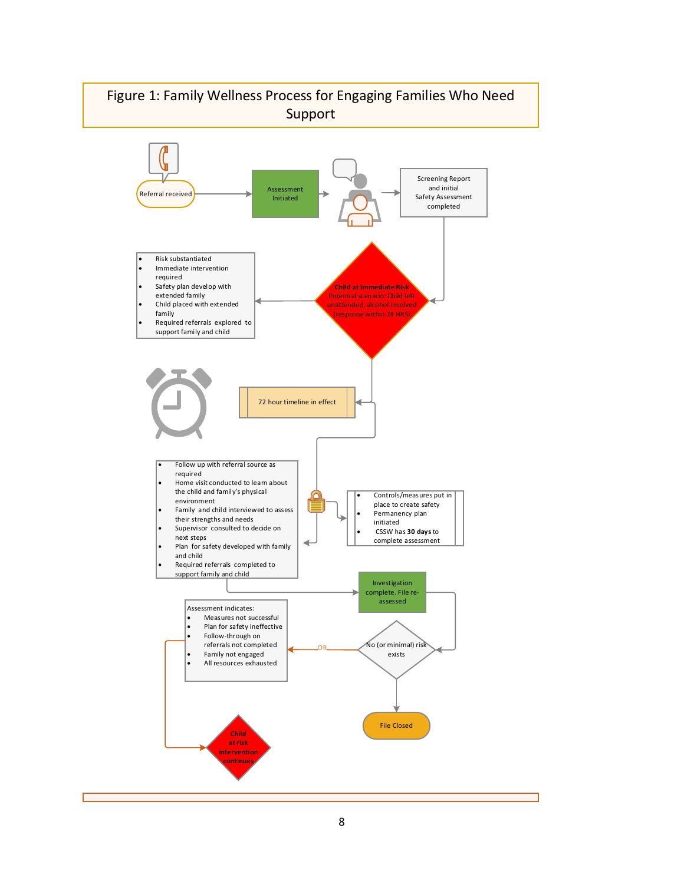# Figure 1: Family Wellness Process for Engaging Families Who Need Support

Referral received

Assessment Initiated

Screening Report and initial Safety Assessment completed

**Child at Immediate Risk**
Potential scenario: Child left unattended, alcohol involved (response within 24 HRS)

- Risk substantiated
- Immediate intervention required
- Safety plan develop with extended family
- Child placed with extended family
- Required referrals explored to support family and child

72 hour timeline in effect

- Follow up with referral source as required
- Home visit conducted to learn about the child and family's physical environment
- Family and child interviewed to assess their strengths and needs
- Supervisor consulted to decide on next steps
- Plan for safety developed with family and child
- Required referrals completed to support family and child

- Controls/measures put in place to create safety
- Permanency plan initiated
- CSSW has **30 days** to complete assessment

Investigation complete. File re-assessed

No (or minimal) risk exists

OR

Assessment indicates:

- Measures not successful
- Plan for safety ineffective
- Follow-through on referrals not completed
- Family not engaged
- All resources exhausted

File Closed

**Child at risk intervention continues**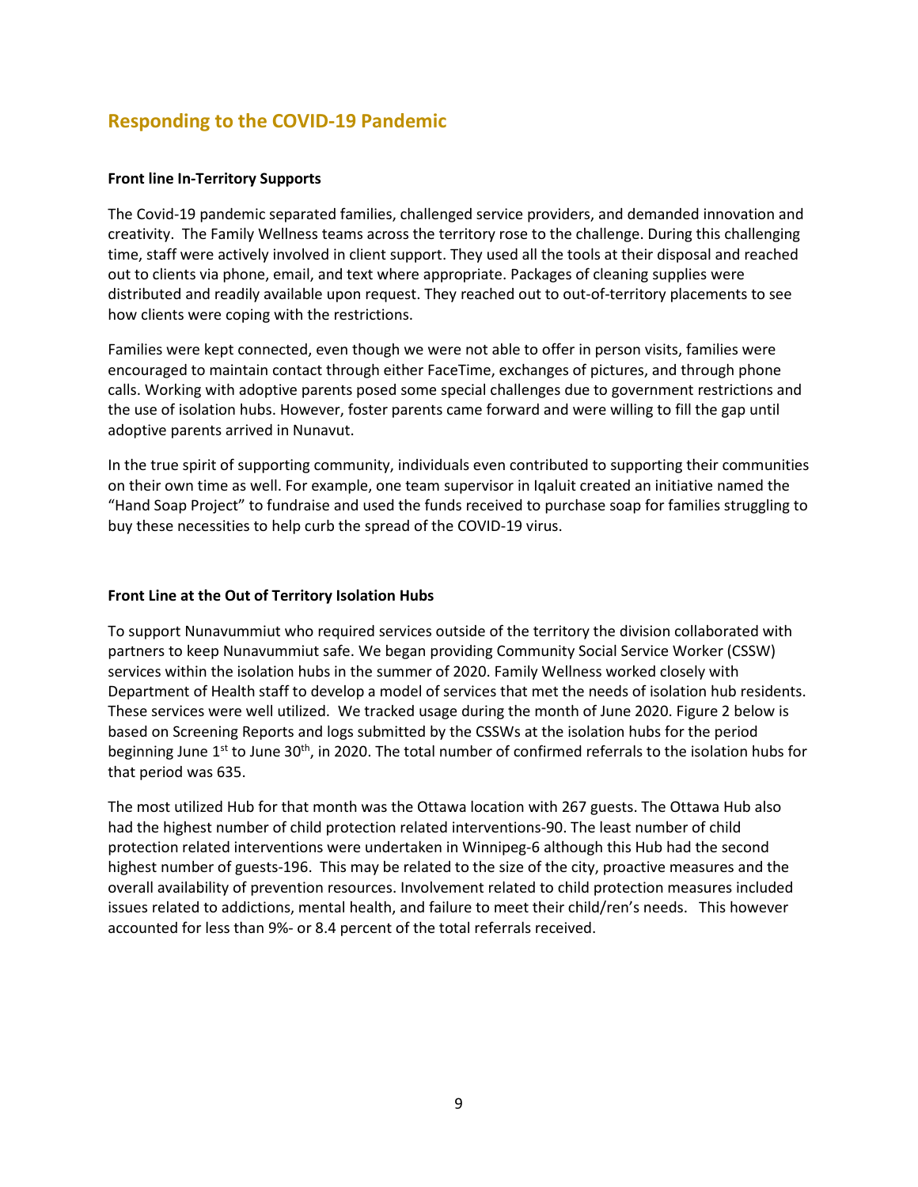## Responding to the COVID-19 Pandemic

**Front line In-Territory Supports**

The Covid-19 pandemic separated families, challenged service providers, and demanded innovation and creativity. The Family Wellness teams across the territory rose to the challenge. During this challenging time, staff were actively involved in client support. They used all the tools at their disposal and reached out to clients via phone, email, and text where appropriate. Packages of cleaning supplies were distributed and readily available upon request. They reached out to out-of-territory placements to see how clients were coping with the restrictions.

Families were kept connected, even though we were not able to offer in person visits, families were encouraged to maintain contact through either FaceTime, exchanges of pictures, and through phone calls. Working with adoptive parents posed some special challenges due to government restrictions and the use of isolation hubs. However, foster parents came forward and were willing to fill the gap until adoptive parents arrived in Nunavut.

In the true spirit of supporting community, individuals even contributed to supporting their communities on their own time as well. For example, one team supervisor in Iqaluit created an initiative named the "Hand Soap Project" to fundraise and used the funds received to purchase soap for families struggling to buy these necessities to help curb the spread of the COVID-19 virus.

**Front Line at the Out of Territory Isolation Hubs**

To support Nunavummiut who required services outside of the territory the division collaborated with partners to keep Nunavummiut safe. We began providing Community Social Service Worker (CSSW) services within the isolation hubs in the summer of 2020. Family Wellness worked closely with Department of Health staff to develop a model of services that met the needs of isolation hub residents. These services were well utilized. We tracked usage during the month of June 2020. Figure 2 below is based on Screening Reports and logs submitted by the CSSWs at the isolation hubs for the period beginning June 1st to June 30th, in 2020. The total number of confirmed referrals to the isolation hubs for that period was 635.

The most utilized Hub for that month was the Ottawa location with 267 guests. The Ottawa Hub also had the highest number of child protection related interventions-90. The least number of child protection related interventions were undertaken in Winnipeg-6 although this Hub had the second highest number of guests-196. This may be related to the size of the city, proactive measures and the overall availability of prevention resources. Involvement related to child protection measures included issues related to addictions, mental health, and failure to meet their child/ren's needs. This however accounted for less than 9%- or 8.4 percent of the total referrals received.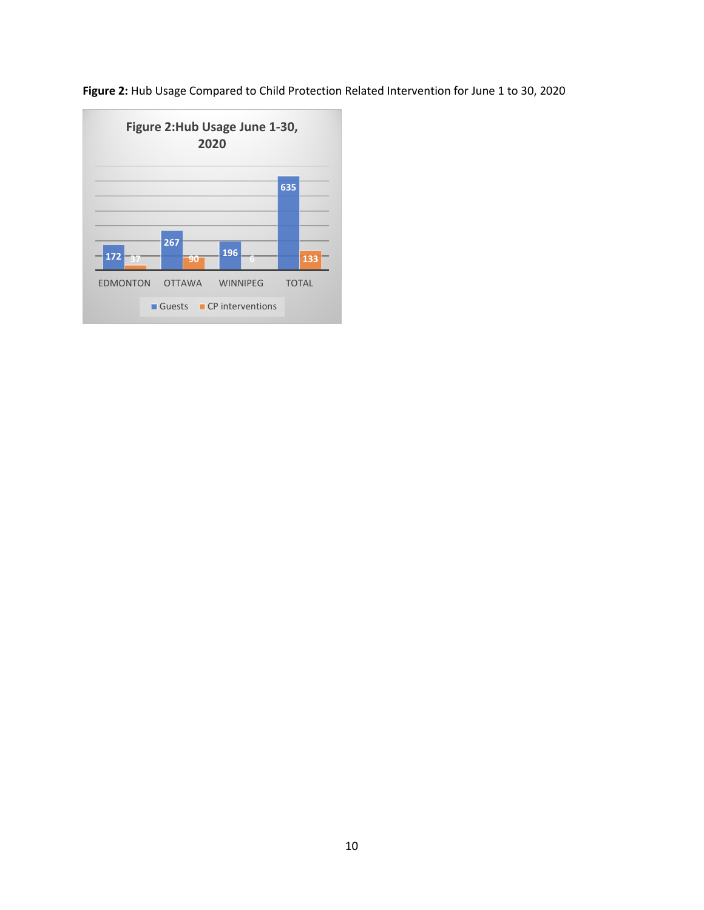**Figure 2:** Hub Usage Compared to Child Protection Related Intervention for June 1 to 30, 2020

Figure 2: Hub Usage June 1-30, 2020

| | Guests | CP interventions |
|---|---|---|
| EDMONTON | 172 | 37 |
| OTTAWA | 267 | 90 |
| WINNIPEG | 196 | 6 |
| TOTAL | 635 | 133 |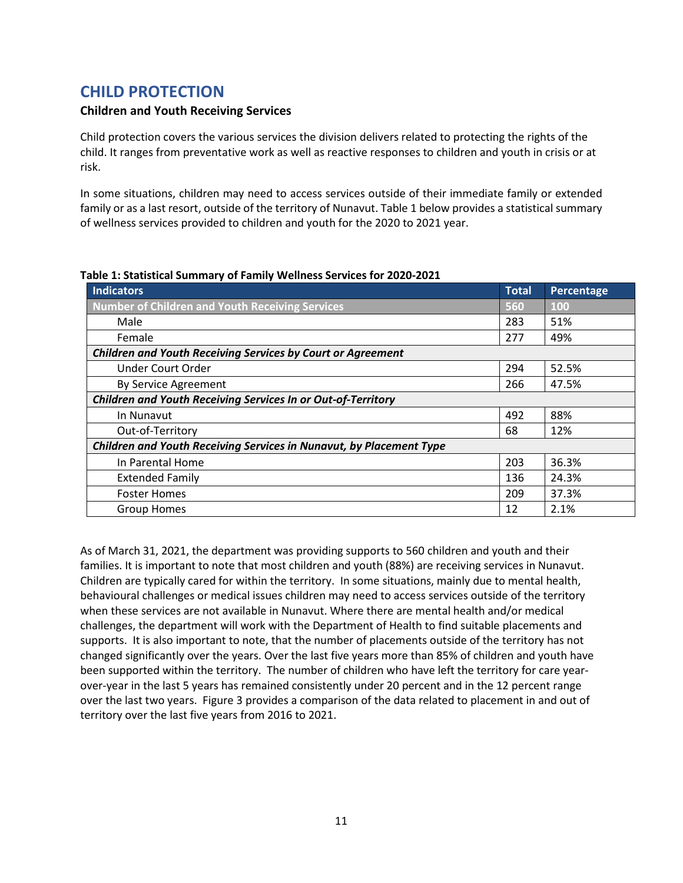# CHILD PROTECTION

### Children and Youth Receiving Services

Child protection covers the various services the division delivers related to protecting the rights of the child. It ranges from preventative work as well as reactive responses to children and youth in crisis or at risk.

In some situations, children may need to access services outside of their immediate family or extended family or as a last resort, outside of the territory of Nunavut. Table 1 below provides a statistical summary of wellness services provided to children and youth for the 2020 to 2021 year.

**Table 1: Statistical Summary of Family Wellness Services for 2020-2021**

| Indicators | Total | Percentage |
|---|---|---|
| **Number of Children and Youth Receiving Services** | **560** | **100** |
| Male | 283 | 51% |
| Female | 277 | 49% |
| ***Children and Youth Receiving Services by Court or Agreement*** | | |
| Under Court Order | 294 | 52.5% |
| By Service Agreement | 266 | 47.5% |
| ***Children and Youth Receiving Services In or Out-of-Territory*** | | |
| In Nunavut | 492 | 88% |
| Out-of-Territory | 68 | 12% |
| ***Children and Youth Receiving Services in Nunavut, by Placement Type*** | | |
| In Parental Home | 203 | 36.3% |
| Extended Family | 136 | 24.3% |
| Foster Homes | 209 | 37.3% |
| Group Homes | 12 | 2.1% |

As of March 31, 2021, the department was providing supports to 560 children and youth and their families. It is important to note that most children and youth (88%) are receiving services in Nunavut. Children are typically cared for within the territory. In some situations, mainly due to mental health, behavioural challenges or medical issues children may need to access services outside of the territory when these services are not available in Nunavut. Where there are mental health and/or medical challenges, the department will work with the Department of Health to find suitable placements and supports. It is also important to note, that the number of placements outside of the territory has not changed significantly over the years. Over the last five years more than 85% of children and youth have been supported within the territory. The number of children who have left the territory for care year-over-year in the last 5 years has remained consistently under 20 percent and in the 12 percent range over the last two years. Figure 3 provides a comparison of the data related to placement in and out of territory over the last five years from 2016 to 2021.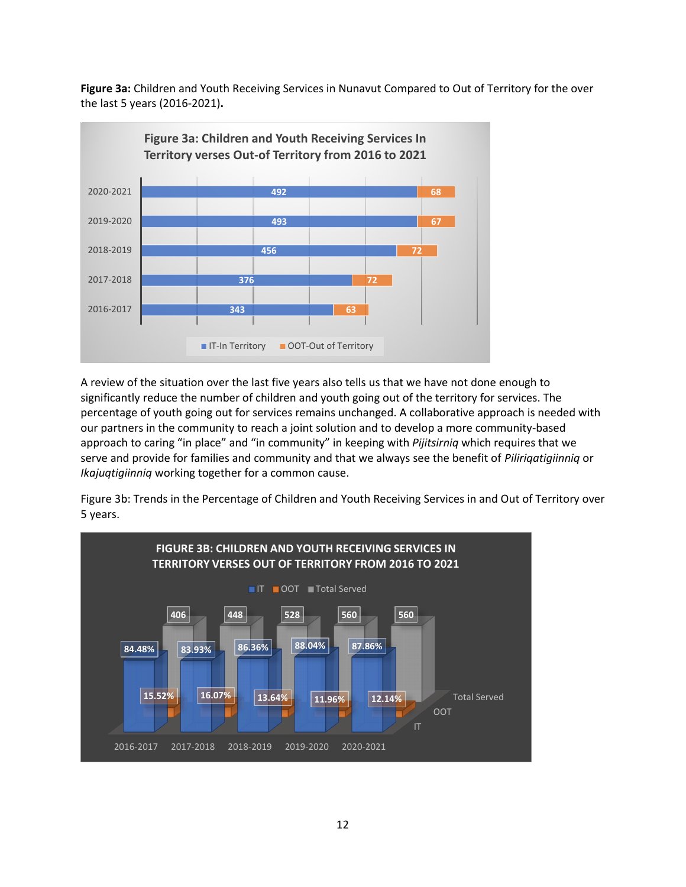**Figure 3a:** Children and Youth Receiving Services in Nunavut Compared to Out of Territory for the over the last 5 years (2016-2021).

| Year | IT-In Territory | OOT-Out of Territory |
|---|---|---|
| 2020-2021 | 492 | 68 |
| 2019-2020 | 493 | 67 |
| 2018-2019 | 456 | 72 |
| 2017-2018 | 376 | 72 |
| 2016-2017 | 343 | 63 |

A review of the situation over the last five years also tells us that we have not done enough to significantly reduce the number of children and youth going out of the territory for services. The percentage of youth going out for services remains unchanged. A collaborative approach is needed with our partners in the community to reach a joint solution and to develop a more community-based approach to caring "in place" and "in community" in keeping with *Pijitsirniq* which requires that we serve and provide for families and community and that we always see the benefit of *Piliriqatigiinniq* or *Ikajuqtigiinniq* working together for a common cause.

Figure 3b: Trends in the Percentage of Children and Youth Receiving Services in and Out of Territory over 5 years.

| Year | IT | OOT | Total Served |
|---|---|---|---|
| 2016-2017 | 84.48% | 15.52% | 406 |
| 2017-2018 | 83.93% | 16.07% | 448 |
| 2018-2019 | 86.36% | 13.64% | 528 |
| 2019-2020 | 88.04% | 11.96% | 560 |
| 2020-2021 | 87.86% | 12.14% | 560 |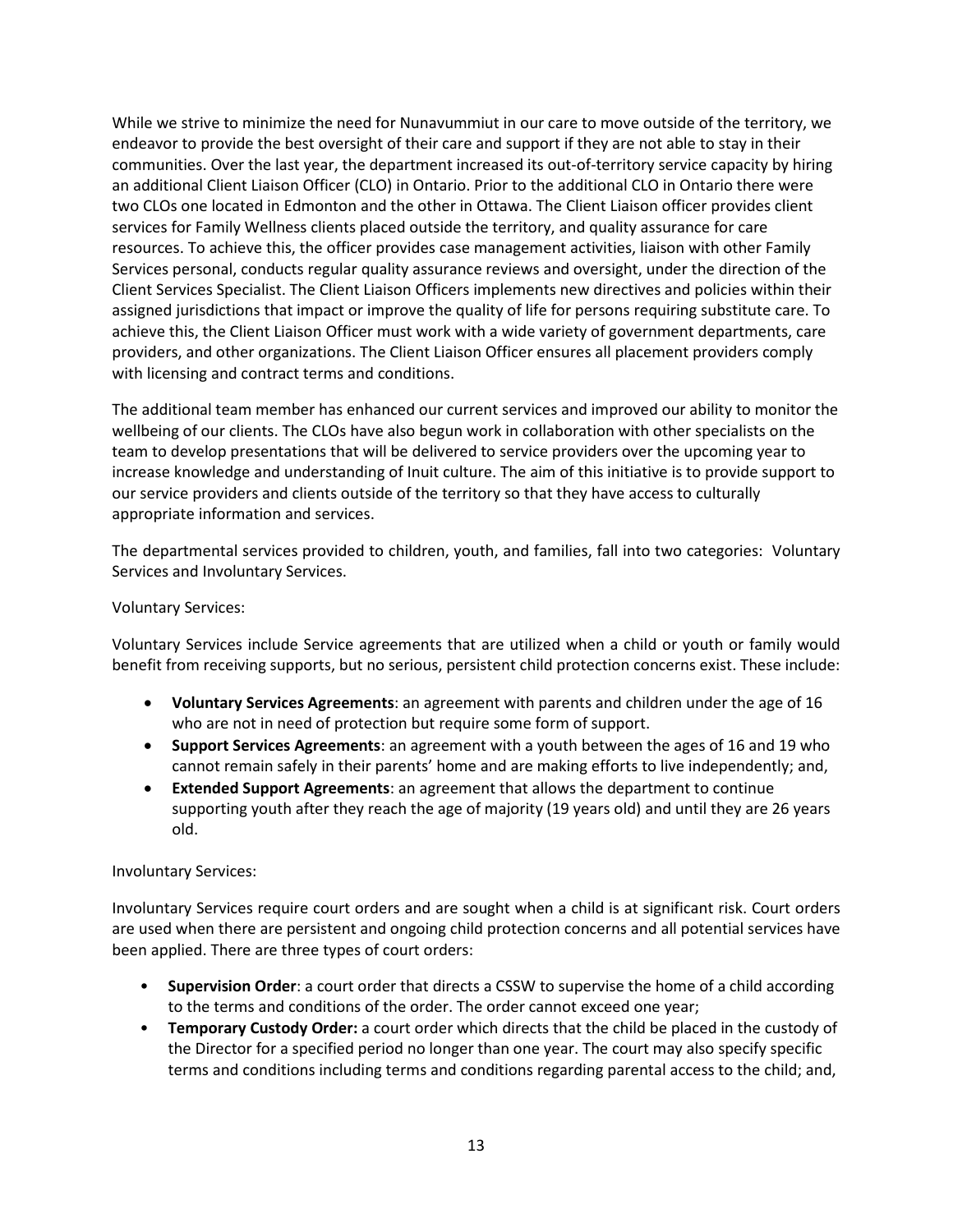While we strive to minimize the need for Nunavummiut in our care to move outside of the territory, we endeavor to provide the best oversight of their care and support if they are not able to stay in their communities. Over the last year, the department increased its out-of-territory service capacity by hiring an additional Client Liaison Officer (CLO) in Ontario. Prior to the additional CLO in Ontario there were two CLOs one located in Edmonton and the other in Ottawa. The Client Liaison officer provides client services for Family Wellness clients placed outside the territory, and quality assurance for care resources. To achieve this, the officer provides case management activities, liaison with other Family Services personal, conducts regular quality assurance reviews and oversight, under the direction of the Client Services Specialist. The Client Liaison Officers implements new directives and policies within their assigned jurisdictions that impact or improve the quality of life for persons requiring substitute care. To achieve this, the Client Liaison Officer must work with a wide variety of government departments, care providers, and other organizations. The Client Liaison Officer ensures all placement providers comply with licensing and contract terms and conditions.

The additional team member has enhanced our current services and improved our ability to monitor the wellbeing of our clients. The CLOs have also begun work in collaboration with other specialists on the team to develop presentations that will be delivered to service providers over the upcoming year to increase knowledge and understanding of Inuit culture. The aim of this initiative is to provide support to our service providers and clients outside of the territory so that they have access to culturally appropriate information and services.

The departmental services provided to children, youth, and families, fall into two categories: Voluntary Services and Involuntary Services.

Voluntary Services:

Voluntary Services include Service agreements that are utilized when a child or youth or family would benefit from receiving supports, but no serious, persistent child protection concerns exist. These include:

- **Voluntary Services Agreements**: an agreement with parents and children under the age of 16 who are not in need of protection but require some form of support.
- **Support Services Agreements**: an agreement with a youth between the ages of 16 and 19 who cannot remain safely in their parents' home and are making efforts to live independently; and,
- **Extended Support Agreements**: an agreement that allows the department to continue supporting youth after they reach the age of majority (19 years old) and until they are 26 years old.

Involuntary Services:

Involuntary Services require court orders and are sought when a child is at significant risk. Court orders are used when there are persistent and ongoing child protection concerns and all potential services have been applied. There are three types of court orders:

- **Supervision Order**: a court order that directs a CSSW to supervise the home of a child according to the terms and conditions of the order. The order cannot exceed one year;
- **Temporary Custody Order:** a court order which directs that the child be placed in the custody of the Director for a specified period no longer than one year. The court may also specify specific terms and conditions including terms and conditions regarding parental access to the child; and,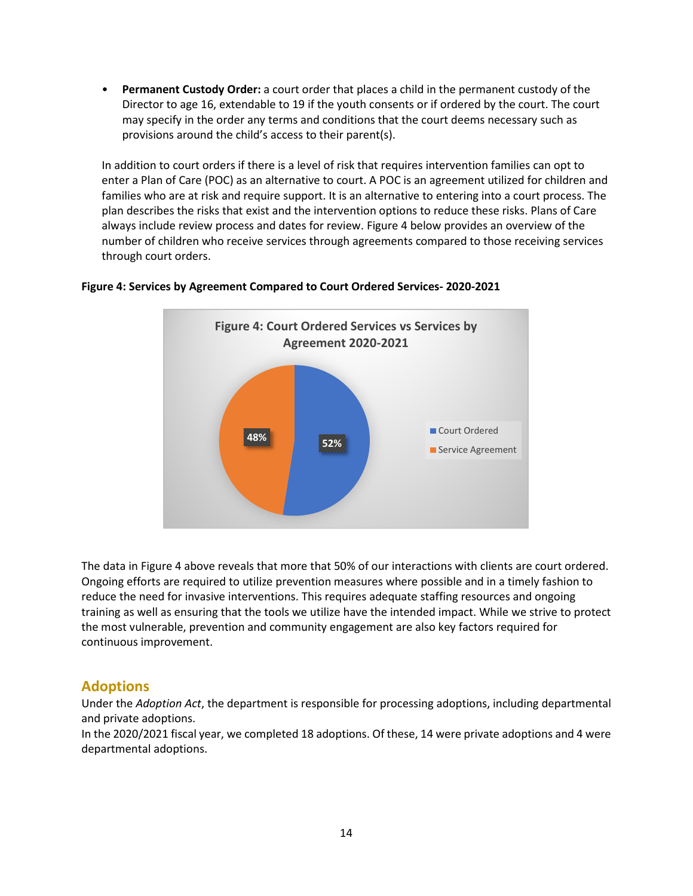- **Permanent Custody Order:** a court order that places a child in the permanent custody of the Director to age 16, extendable to 19 if the youth consents or if ordered by the court. The court may specify in the order any terms and conditions that the court deems necessary such as provisions around the child's access to their parent(s).

In addition to court orders if there is a level of risk that requires intervention families can opt to enter a Plan of Care (POC) as an alternative to court. A POC is an agreement utilized for children and families who are at risk and require support. It is an alternative to entering into a court process. The plan describes the risks that exist and the intervention options to reduce these risks. Plans of Care always include review process and dates for review. Figure 4 below provides an overview of the number of children who receive services through agreements compared to those receiving services through court orders.

**Figure 4: Services by Agreement Compared to Court Ordered Services- 2020-2021**

Figure 4: Court Ordered Services vs Services by Agreement 2020-2021

| Category | Percentage |
|---|---|
| Court Ordered | 52% |
| Service Agreement | 48% |

The data in Figure 4 above reveals that more that 50% of our interactions with clients are court ordered. Ongoing efforts are required to utilize prevention measures where possible and in a timely fashion to reduce the need for invasive interventions. This requires adequate staffing resources and ongoing training as well as ensuring that the tools we utilize have the intended impact. While we strive to protect the most vulnerable, prevention and community engagement are also key factors required for continuous improvement.

## Adoptions

Under the *Adoption Act*, the department is responsible for processing adoptions, including departmental and private adoptions.

In the 2020/2021 fiscal year, we completed 18 adoptions. Of these, 14 were private adoptions and 4 were departmental adoptions.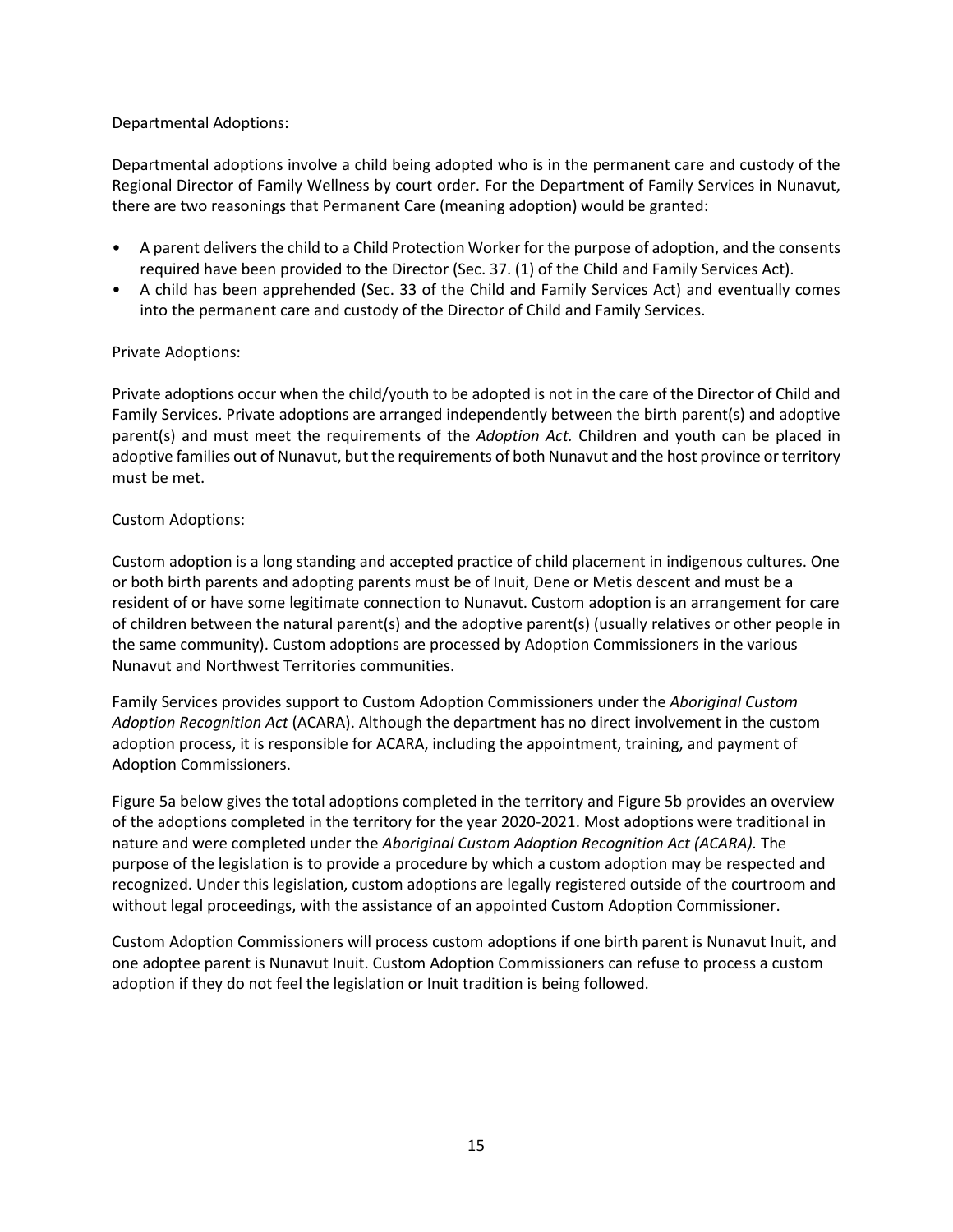Departmental Adoptions:

Departmental adoptions involve a child being adopted who is in the permanent care and custody of the Regional Director of Family Wellness by court order. For the Department of Family Services in Nunavut, there are two reasonings that Permanent Care (meaning adoption) would be granted:

- A parent delivers the child to a Child Protection Worker for the purpose of adoption, and the consents required have been provided to the Director (Sec. 37. (1) of the Child and Family Services Act).
- A child has been apprehended (Sec. 33 of the Child and Family Services Act) and eventually comes into the permanent care and custody of the Director of Child and Family Services.

Private Adoptions:

Private adoptions occur when the child/youth to be adopted is not in the care of the Director of Child and Family Services. Private adoptions are arranged independently between the birth parent(s) and adoptive parent(s) and must meet the requirements of the *Adoption Act.* Children and youth can be placed in adoptive families out of Nunavut, but the requirements of both Nunavut and the host province or territory must be met.

Custom Adoptions:

Custom adoption is a long standing and accepted practice of child placement in indigenous cultures. One or both birth parents and adopting parents must be of Inuit, Dene or Metis descent and must be a resident of or have some legitimate connection to Nunavut. Custom adoption is an arrangement for care of children between the natural parent(s) and the adoptive parent(s) (usually relatives or other people in the same community). Custom adoptions are processed by Adoption Commissioners in the various Nunavut and Northwest Territories communities.

Family Services provides support to Custom Adoption Commissioners under the *Aboriginal Custom Adoption Recognition Act* (ACARA). Although the department has no direct involvement in the custom adoption process, it is responsible for ACARA, including the appointment, training, and payment of Adoption Commissioners.

Figure 5a below gives the total adoptions completed in the territory and Figure 5b provides an overview of the adoptions completed in the territory for the year 2020-2021. Most adoptions were traditional in nature and were completed under the *Aboriginal Custom Adoption Recognition Act (ACARA).* The purpose of the legislation is to provide a procedure by which a custom adoption may be respected and recognized. Under this legislation, custom adoptions are legally registered outside of the courtroom and without legal proceedings, with the assistance of an appointed Custom Adoption Commissioner.

Custom Adoption Commissioners will process custom adoptions if one birth parent is Nunavut Inuit, and one adoptee parent is Nunavut Inuit. Custom Adoption Commissioners can refuse to process a custom adoption if they do not feel the legislation or Inuit tradition is being followed.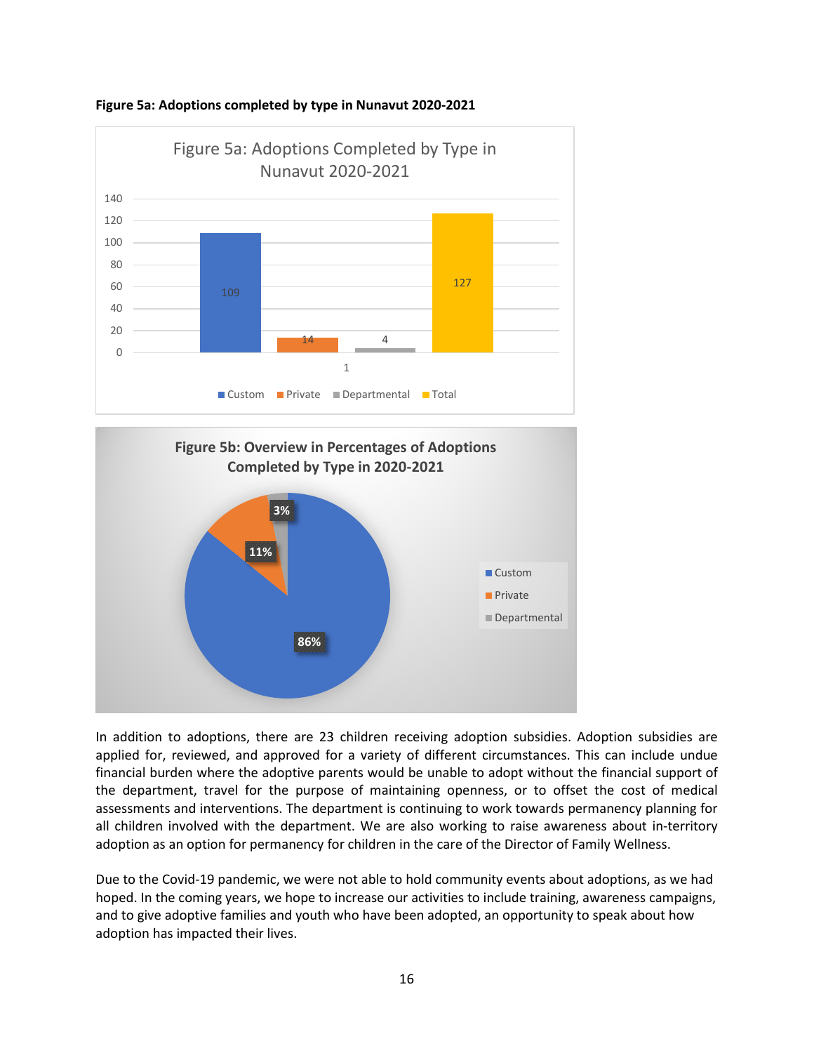**Figure 5a: Adoptions completed by type in Nunavut 2020-2021**

| Type | Number |
|---|---|
| Custom | 109 |
| Private | 14 |
| Departmental | 4 |
| Total | 127 |

**Figure 5b: Overview in Percentages of Adoptions Completed by Type in 2020-2021**

| Type | Percentage |
|---|---|
| Custom | 86% |
| Private | 11% |
| Departmental | 3% |

In addition to adoptions, there are 23 children receiving adoption subsidies. Adoption subsidies are applied for, reviewed, and approved for a variety of different circumstances. This can include undue financial burden where the adoptive parents would be unable to adopt without the financial support of the department, travel for the purpose of maintaining openness, or to offset the cost of medical assessments and interventions. The department is continuing to work towards permanency planning for all children involved with the department. We are also working to raise awareness about in-territory adoption as an option for permanency for children in the care of the Director of Family Wellness.

Due to the Covid-19 pandemic, we were not able to hold community events about adoptions, as we had hoped. In the coming years, we hope to increase our activities to include training, awareness campaigns, and to give adoptive families and youth who have been adopted, an opportunity to speak about how adoption has impacted their lives.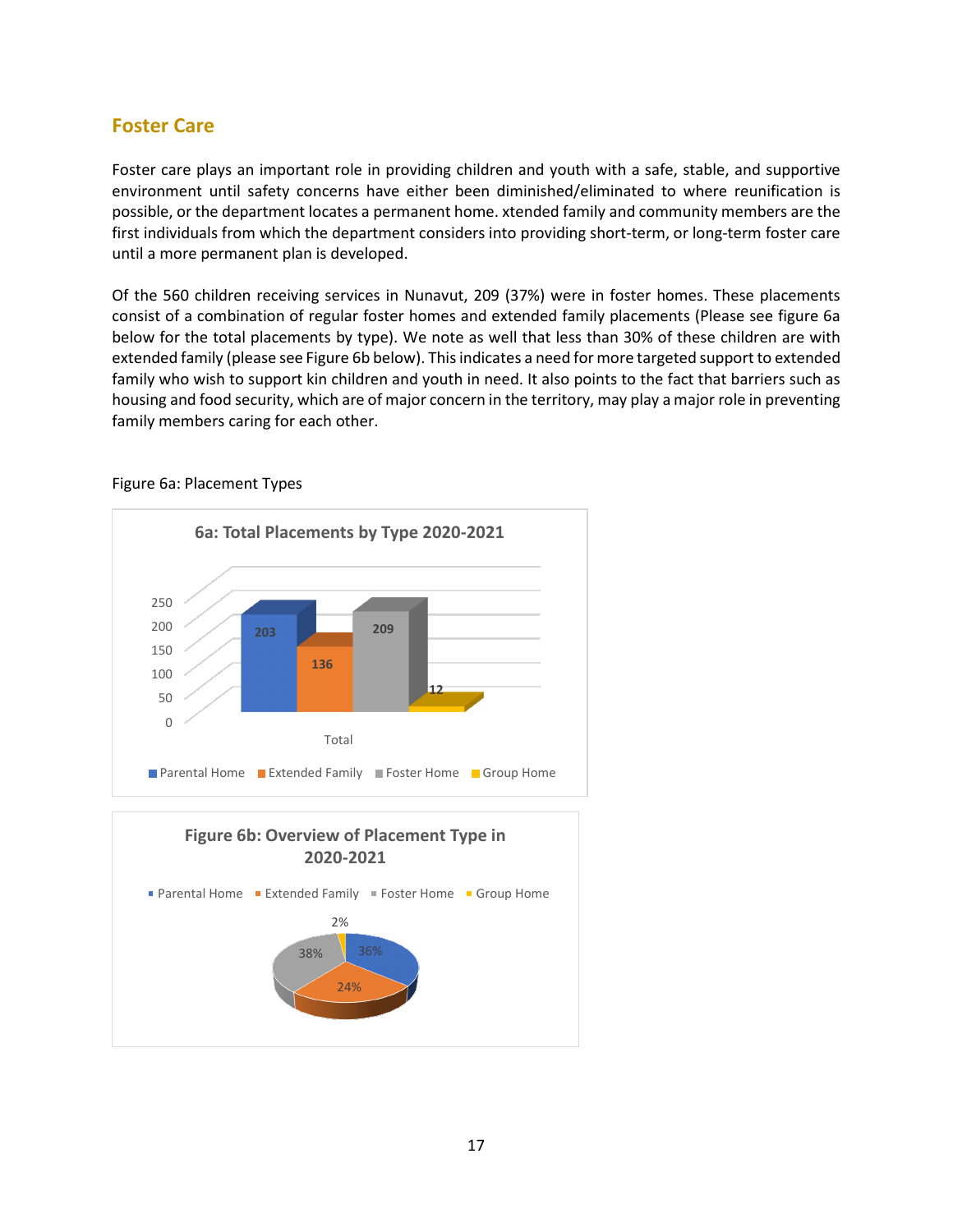## Foster Care

Foster care plays an important role in providing children and youth with a safe, stable, and supportive environment until safety concerns have either been diminished/eliminated to where reunification is possible, or the department locates a permanent home. xtended family and community members are the first individuals from which the department considers into providing short-term, or long-term foster care until a more permanent plan is developed.

Of the 560 children receiving services in Nunavut, 209 (37%) were in foster homes. These placements consist of a combination of regular foster homes and extended family placements (Please see figure 6a below for the total placements by type). We note as well that less than 30% of these children are with extended family (please see Figure 6b below). This indicates a need for more targeted support to extended family who wish to support kin children and youth in need. It also points to the fact that barriers such as housing and food security, which are of major concern in the territory, may play a major role in preventing family members caring for each other.

Figure 6a: Placement Types

**6a: Total Placements by Type 2020-2021**

| | Parental Home | Extended Family | Foster Home | Group Home |
|---|---|---|---|---|
| Total | 203 | 136 | 209 | 12 |

**Figure 6b: Overview of Placement Type in 2020-2021**

| Parental Home | Extended Family | Foster Home | Group Home |
|---|---|---|---|
| 36% | 24% | 38% | 2% |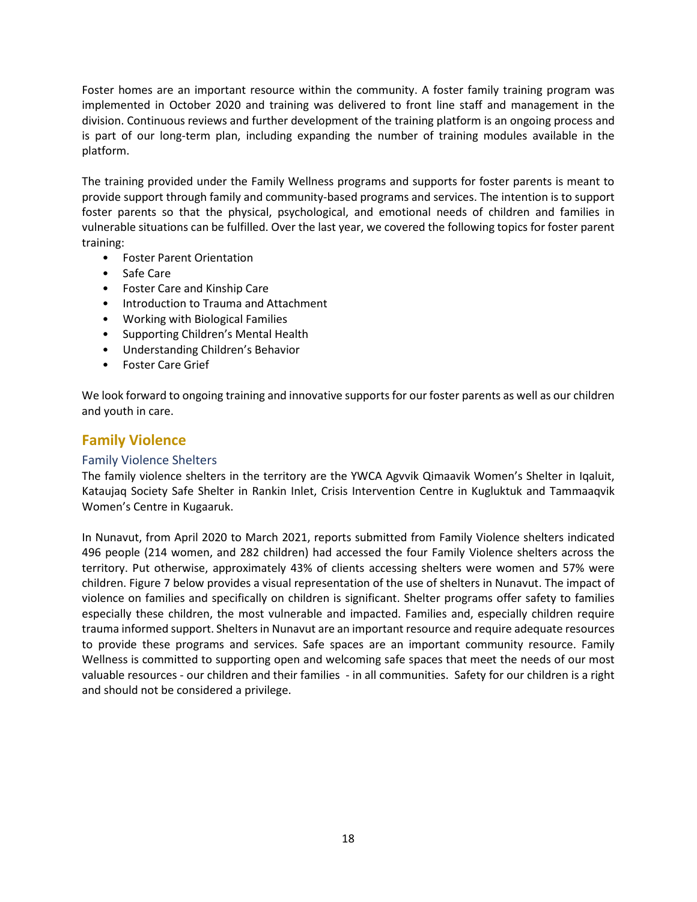Foster homes are an important resource within the community. A foster family training program was implemented in October 2020 and training was delivered to front line staff and management in the division. Continuous reviews and further development of the training platform is an ongoing process and is part of our long-term plan, including expanding the number of training modules available in the platform.

The training provided under the Family Wellness programs and supports for foster parents is meant to provide support through family and community-based programs and services. The intention is to support foster parents so that the physical, psychological, and emotional needs of children and families in vulnerable situations can be fulfilled. Over the last year, we covered the following topics for foster parent training:

- Foster Parent Orientation
- Safe Care
- Foster Care and Kinship Care
- Introduction to Trauma and Attachment
- Working with Biological Families
- Supporting Children's Mental Health
- Understanding Children's Behavior
- Foster Care Grief

We look forward to ongoing training and innovative supports for our foster parents as well as our children and youth in care.

## Family Violence

### Family Violence Shelters

The family violence shelters in the territory are the YWCA Agvvik Qimaavik Women's Shelter in Iqaluit, Kataujaq Society Safe Shelter in Rankin Inlet, Crisis Intervention Centre in Kugluktuk and Tammaaqvik Women's Centre in Kugaaruk.

In Nunavut, from April 2020 to March 2021, reports submitted from Family Violence shelters indicated 496 people (214 women, and 282 children) had accessed the four Family Violence shelters across the territory. Put otherwise, approximately 43% of clients accessing shelters were women and 57% were children. Figure 7 below provides a visual representation of the use of shelters in Nunavut. The impact of violence on families and specifically on children is significant. Shelter programs offer safety to families especially these children, the most vulnerable and impacted. Families and, especially children require trauma informed support. Shelters in Nunavut are an important resource and require adequate resources to provide these programs and services. Safe spaces are an important community resource. Family Wellness is committed to supporting open and welcoming safe spaces that meet the needs of our most valuable resources - our children and their families - in all communities. Safety for our children is a right and should not be considered a privilege.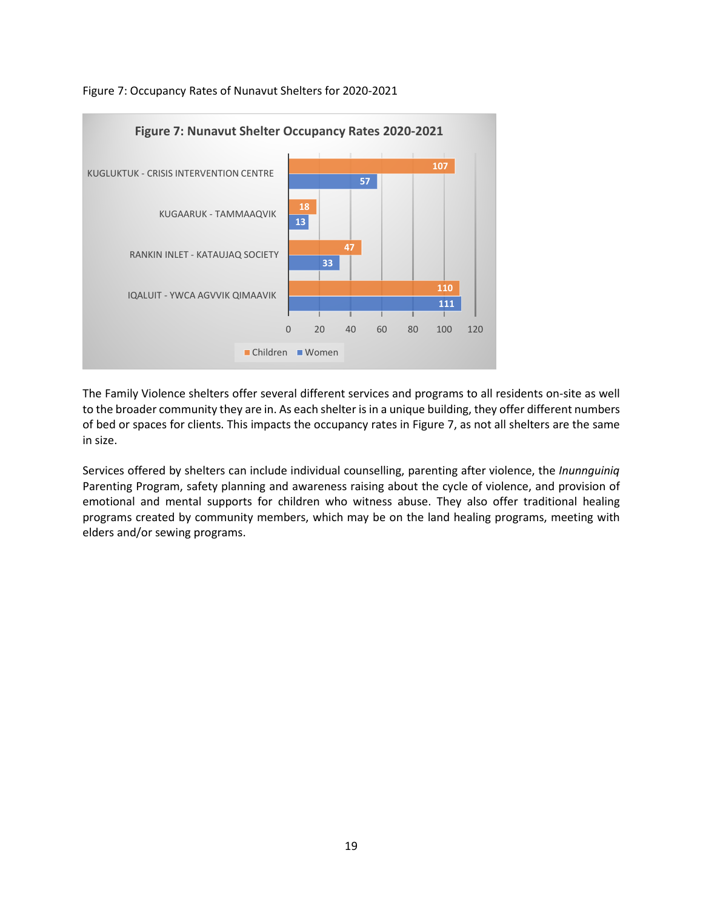Figure 7: Occupancy Rates of Nunavut Shelters for 2020-2021

**Figure 7: Nunavut Shelter Occupancy Rates 2020-2021**

| Shelter | Children | Women |
|---|---|---|
| KUGLUKTUK - CRISIS INTERVENTION CENTRE | 107 | 57 |
| KUGAARUK - TAMMAAQVIK | 18 | 13 |
| RANKIN INLET - KATAUJAQ SOCIETY | 47 | 33 |
| IQALUIT - YWCA AGVVIK QIMAAVIK | 110 | 111 |

The Family Violence shelters offer several different services and programs to all residents on-site as well to the broader community they are in. As each shelter is in a unique building, they offer different numbers of bed or spaces for clients. This impacts the occupancy rates in Figure 7, as not all shelters are the same in size.

Services offered by shelters can include individual counselling, parenting after violence, the *Inunnguiniq* Parenting Program, safety planning and awareness raising about the cycle of violence, and provision of emotional and mental supports for children who witness abuse. They also offer traditional healing programs created by community members, which may be on the land healing programs, meeting with elders and/or sewing programs.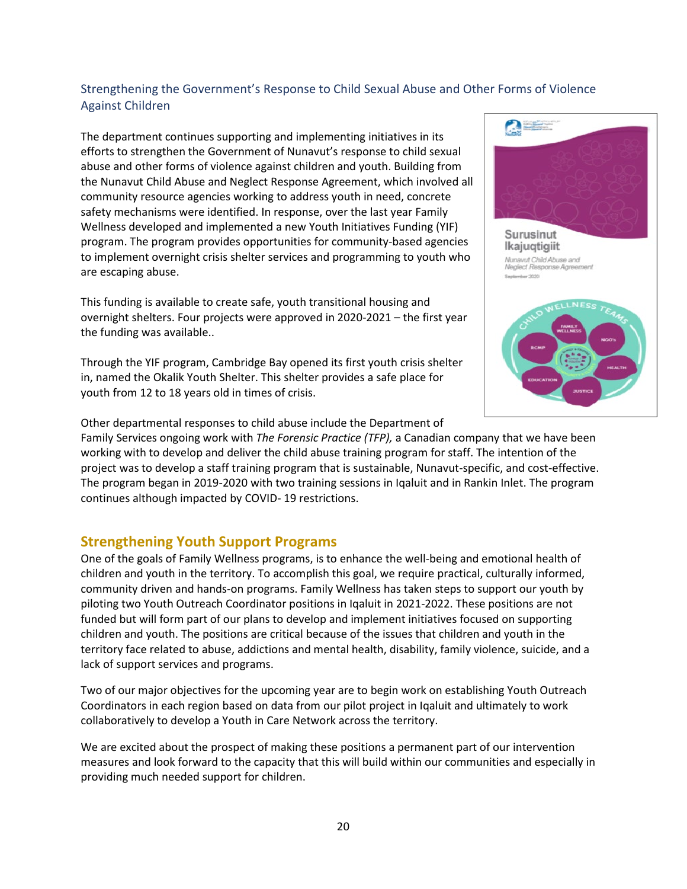### Strengthening the Government's Response to Child Sexual Abuse and Other Forms of Violence Against Children

The department continues supporting and implementing initiatives in its efforts to strengthen the Government of Nunavut's response to child sexual abuse and other forms of violence against children and youth. Building from the Nunavut Child Abuse and Neglect Response Agreement, which involved all community resource agencies working to address youth in need, concrete safety mechanisms were identified. In response, over the last year Family Wellness developed and implemented a new Youth Initiatives Funding (YIF) program. The program provides opportunities for community-based agencies to implement overnight crisis shelter services and programming to youth who are escaping abuse.

This funding is available to create safe, youth transitional housing and overnight shelters. Four projects were approved in 2020-2021 – the first year the funding was available..

Through the YIF program, Cambridge Bay opened its first youth crisis shelter in, named the Okalik Youth Shelter. This shelter provides a safe place for youth from 12 to 18 years old in times of crisis.

Other departmental responses to child abuse include the Department of Family Services ongoing work with *The Forensic Practice (TFP),* a Canadian company that we have been working with to develop and deliver the child abuse training program for staff. The intention of the project was to develop a staff training program that is sustainable, Nunavut-specific, and cost-effective. The program began in 2019-2020 with two training sessions in Iqaluit and in Rankin Inlet. The program continues although impacted by COVID- 19 restrictions.

## Strengthening Youth Support Programs

One of the goals of Family Wellness programs, is to enhance the well-being and emotional health of children and youth in the territory. To accomplish this goal, we require practical, culturally informed, community driven and hands-on programs. Family Wellness has taken steps to support our youth by piloting two Youth Outreach Coordinator positions in Iqaluit in 2021-2022. These positions are not funded but will form part of our plans to develop and implement initiatives focused on supporting children and youth. The positions are critical because of the issues that children and youth in the territory face related to abuse, addictions and mental health, disability, family violence, suicide, and a lack of support services and programs.

Two of our major objectives for the upcoming year are to begin work on establishing Youth Outreach Coordinators in each region based on data from our pilot project in Iqaluit and ultimately to work collaboratively to develop a Youth in Care Network across the territory.

We are excited about the prospect of making these positions a permanent part of our intervention measures and look forward to the capacity that this will build within our communities and especially in providing much needed support for children.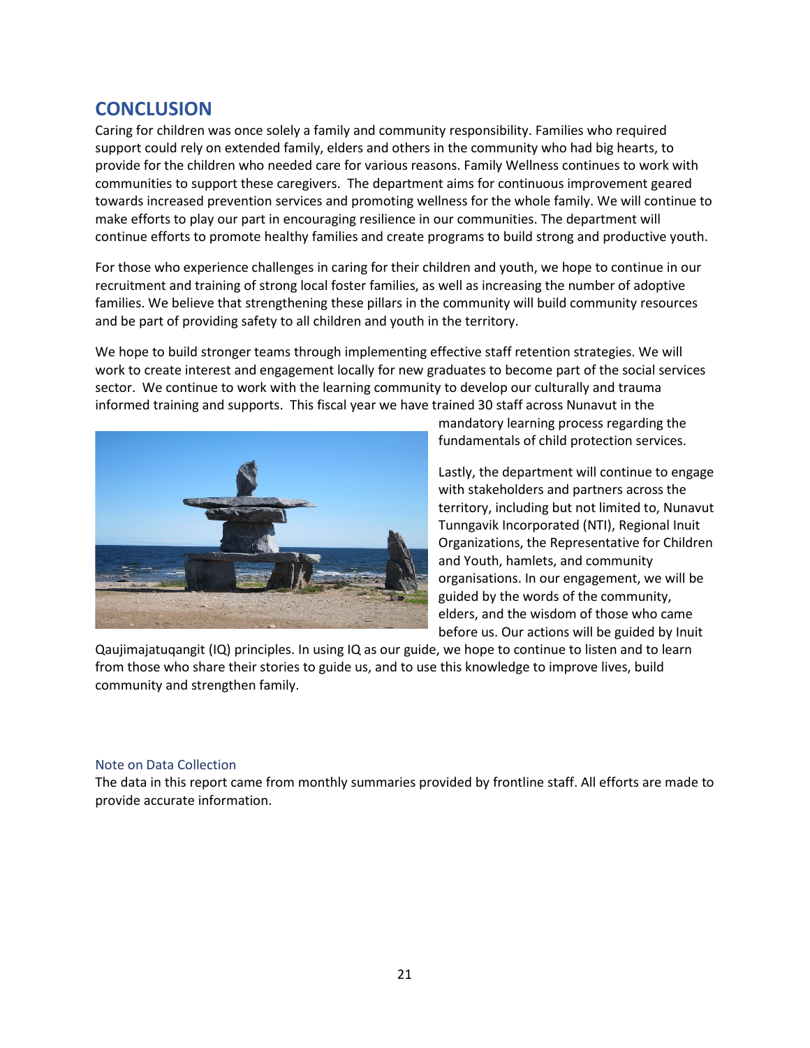## CONCLUSION

Caring for children was once solely a family and community responsibility. Families who required support could rely on extended family, elders and others in the community who had big hearts, to provide for the children who needed care for various reasons. Family Wellness continues to work with communities to support these caregivers. The department aims for continuous improvement geared towards increased prevention services and promoting wellness for the whole family. We will continue to make efforts to play our part in encouraging resilience in our communities. The department will continue efforts to promote healthy families and create programs to build strong and productive youth.

For those who experience challenges in caring for their children and youth, we hope to continue in our recruitment and training of strong local foster families, as well as increasing the number of adoptive families. We believe that strengthening these pillars in the community will build community resources and be part of providing safety to all children and youth in the territory.

We hope to build stronger teams through implementing effective staff retention strategies. We will work to create interest and engagement locally for new graduates to become part of the social services sector. We continue to work with the learning community to develop our culturally and trauma informed training and supports. This fiscal year we have trained 30 staff across Nunavut in the mandatory learning process regarding the fundamentals of child protection services.

Lastly, the department will continue to engage with stakeholders and partners across the territory, including but not limited to, Nunavut Tunngavik Incorporated (NTI), Regional Inuit Organizations, the Representative for Children and Youth, hamlets, and community organisations. In our engagement, we will be guided by the words of the community, elders, and the wisdom of those who came before us. Our actions will be guided by Inuit Qaujimajatuqangit (IQ) principles. In using IQ as our guide, we hope to continue to listen and to learn from those who share their stories to guide us, and to use this knowledge to improve lives, build community and strengthen family.

### Note on Data Collection

The data in this report came from monthly summaries provided by frontline staff. All efforts are made to provide accurate information.